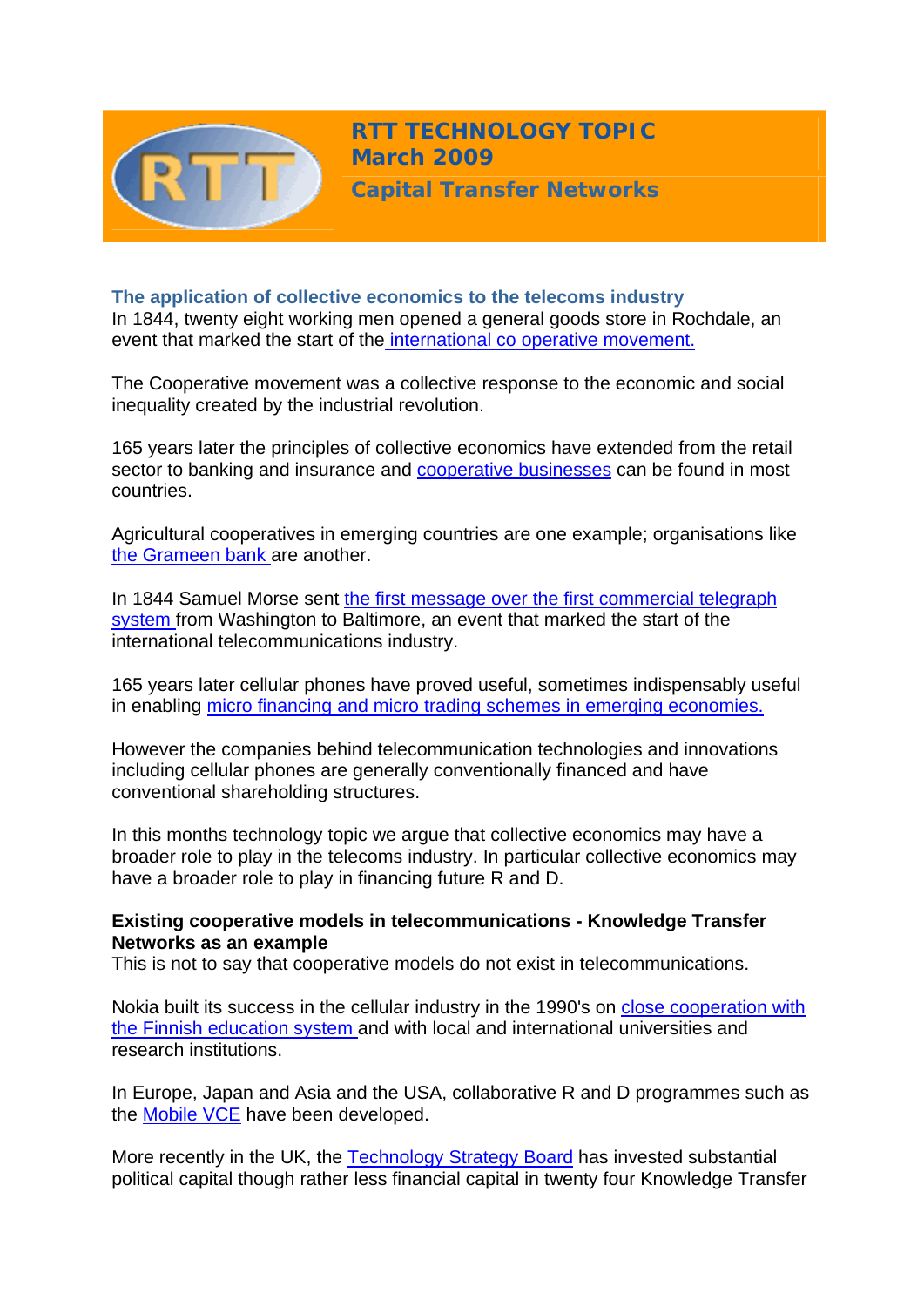# RTT TECHNOLOGY TOPIC
## March 2009
## Capital Transfer Networks

### The application of collective economics to the telecoms industry

In 1844, twenty eight working men opened a general goods store in Rochdale, an event that marked the start of the international co operative movement.

The Cooperative movement was a collective response to the economic and social inequality created by the industrial revolution.

165 years later the principles of collective economics have extended from the retail sector to banking and insurance and cooperative businesses can be found in most countries.

Agricultural cooperatives in emerging countries are one example; organisations like the Grameen bank are another.

In 1844 Samuel Morse sent the first message over the first commercial telegraph system from Washington to Baltimore, an event that marked the start of the international telecommunications industry.

165 years later cellular phones have proved useful, sometimes indispensably useful in enabling micro financing and micro trading schemes in emerging economies.

However the companies behind telecommunication technologies and innovations including cellular phones are generally conventionally financed and have conventional shareholding structures.

In this months technology topic we argue that collective economics may have a broader role to play in the telecoms industry. In particular collective economics may have a broader role to play in financing future R and D.

**Existing cooperative models in telecommunications - Knowledge Transfer Networks as an example**

This is not to say that cooperative models do not exist in telecommunications.

Nokia built its success in the cellular industry in the 1990's on close cooperation with the Finnish education system and with local and international universities and research institutions.

In Europe, Japan and Asia and the USA, collaborative R and D programmes such as the Mobile VCE have been developed.

More recently in the UK, the Technology Strategy Board has invested substantial political capital though rather less financial capital in twenty four Knowledge Transfer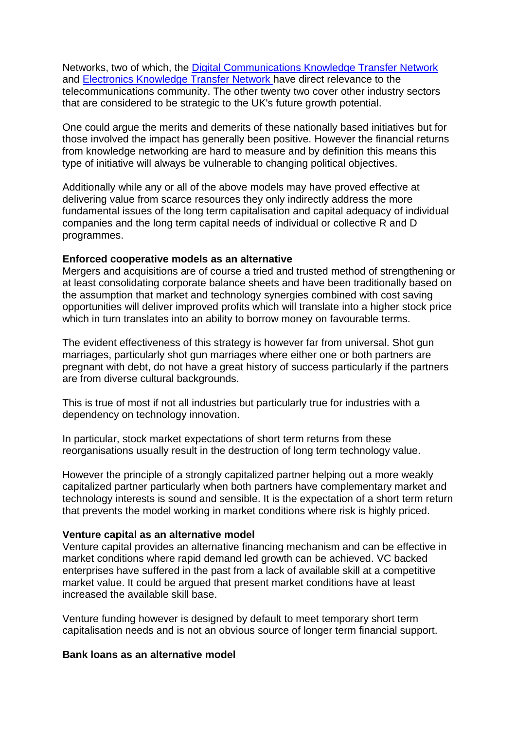Networks, two of which, the [Digital Communications Knowledge Transfer Network] and [Electronics Knowledge Transfer Network] have direct relevance to the telecommunications community. The other twenty two cover other industry sectors that are considered to be strategic to the UK's future growth potential.

One could argue the merits and demerits of these nationally based initiatives but for those involved the impact has generally been positive. However the financial returns from knowledge networking are hard to measure and by definition this means this type of initiative will always be vulnerable to changing political objectives.

Additionally while any or all of the above models may have proved effective at delivering value from scarce resources they only indirectly address the more fundamental issues of the long term capitalisation and capital adequacy of individual companies and the long term capital needs of individual or collective R and D programmes.

**Enforced cooperative models as an alternative**

Mergers and acquisitions are of course a tried and trusted method of strengthening or at least consolidating corporate balance sheets and have been traditionally based on the assumption that market and technology synergies combined with cost saving opportunities will deliver improved profits which will translate into a higher stock price which in turn translates into an ability to borrow money on favourable terms.

The evident effectiveness of this strategy is however far from universal. Shot gun marriages, particularly shot gun marriages where either one or both partners are pregnant with debt, do not have a great history of success particularly if the partners are from diverse cultural backgrounds.

This is true of most if not all industries but particularly true for industries with a dependency on technology innovation.

In particular, stock market expectations of short term returns from these reorganisations usually result in the destruction of long term technology value.

However the principle of a strongly capitalized partner helping out a more weakly capitalized partner particularly when both partners have complementary market and technology interests is sound and sensible. It is the expectation of a short term return that prevents the model working in market conditions where risk is highly priced.

**Venture capital as an alternative model**

Venture capital provides an alternative financing mechanism and can be effective in market conditions where rapid demand led growth can be achieved. VC backed enterprises have suffered in the past from a lack of available skill at a competitive market value. It could be argued that present market conditions have at least increased the available skill base.

Venture funding however is designed by default to meet temporary short term capitalisation needs and is not an obvious source of longer term financial support.

**Bank loans as an alternative model**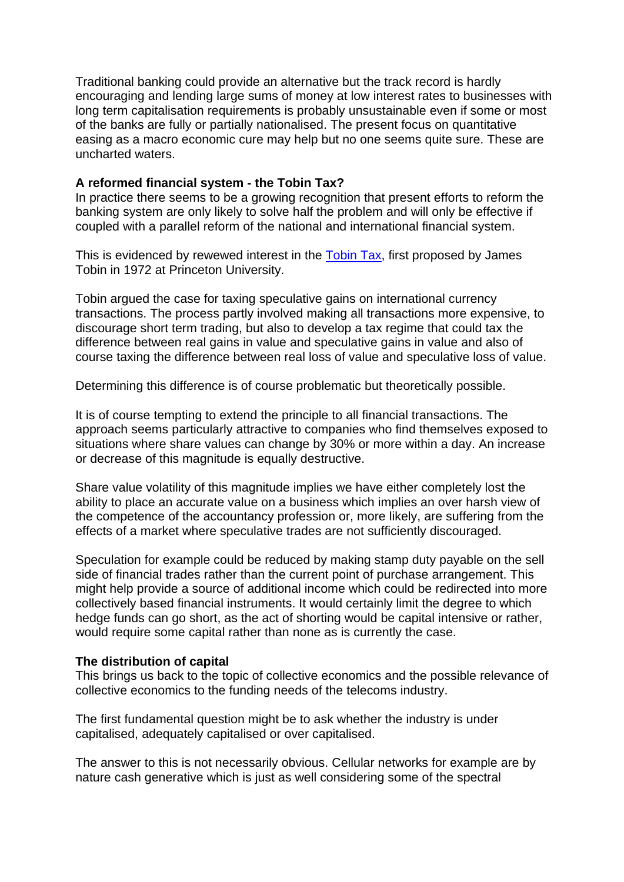Traditional banking could provide an alternative but the track record is hardly encouraging and lending large sums of money at low interest rates to businesses with long term capitalisation requirements is probably unsustainable even if some or most of the banks are fully or partially nationalised. The present focus on quantitative easing as a macro economic cure may help but no one seems quite sure. These are uncharted waters.

**A reformed financial system - the Tobin Tax?**

In practice there seems to be a growing recognition that present efforts to reform the banking system are only likely to solve half the problem and will only be effective if coupled with a parallel reform of the national and international financial system.

This is evidenced by rewewed interest in the Tobin Tax, first proposed by James Tobin in 1972 at Princeton University.

Tobin argued the case for taxing speculative gains on international currency transactions. The process partly involved making all transactions more expensive, to discourage short term trading, but also to develop a tax regime that could tax the difference between real gains in value and speculative gains in value and also of course taxing the difference between real loss of value and speculative loss of value.

Determining this difference is of course problematic but theoretically possible.

It is of course tempting to extend the principle to all financial transactions. The approach seems particularly attractive to companies who find themselves exposed to situations where share values can change by 30% or more within a day. An increase or decrease of this magnitude is equally destructive.

Share value volatility of this magnitude implies we have either completely lost the ability to place an accurate value on a business which implies an over harsh view of the competence of the accountancy profession or, more likely, are suffering from the effects of a market where speculative trades are not sufficiently discouraged.

Speculation for example could be reduced by making stamp duty payable on the sell side of financial trades rather than the current point of purchase arrangement. This might help provide a source of additional income which could be redirected into more collectively based financial instruments. It would certainly limit the degree to which hedge funds can go short, as the act of shorting would be capital intensive or rather, would require some capital rather than none as is currently the case.

**The distribution of capital**

This brings us back to the topic of collective economics and the possible relevance of collective economics to the funding needs of the telecoms industry.

The first fundamental question might be to ask whether the industry is under capitalised, adequately capitalised or over capitalised.

The answer to this is not necessarily obvious. Cellular networks for example are by nature cash generative which is just as well considering some of the spectral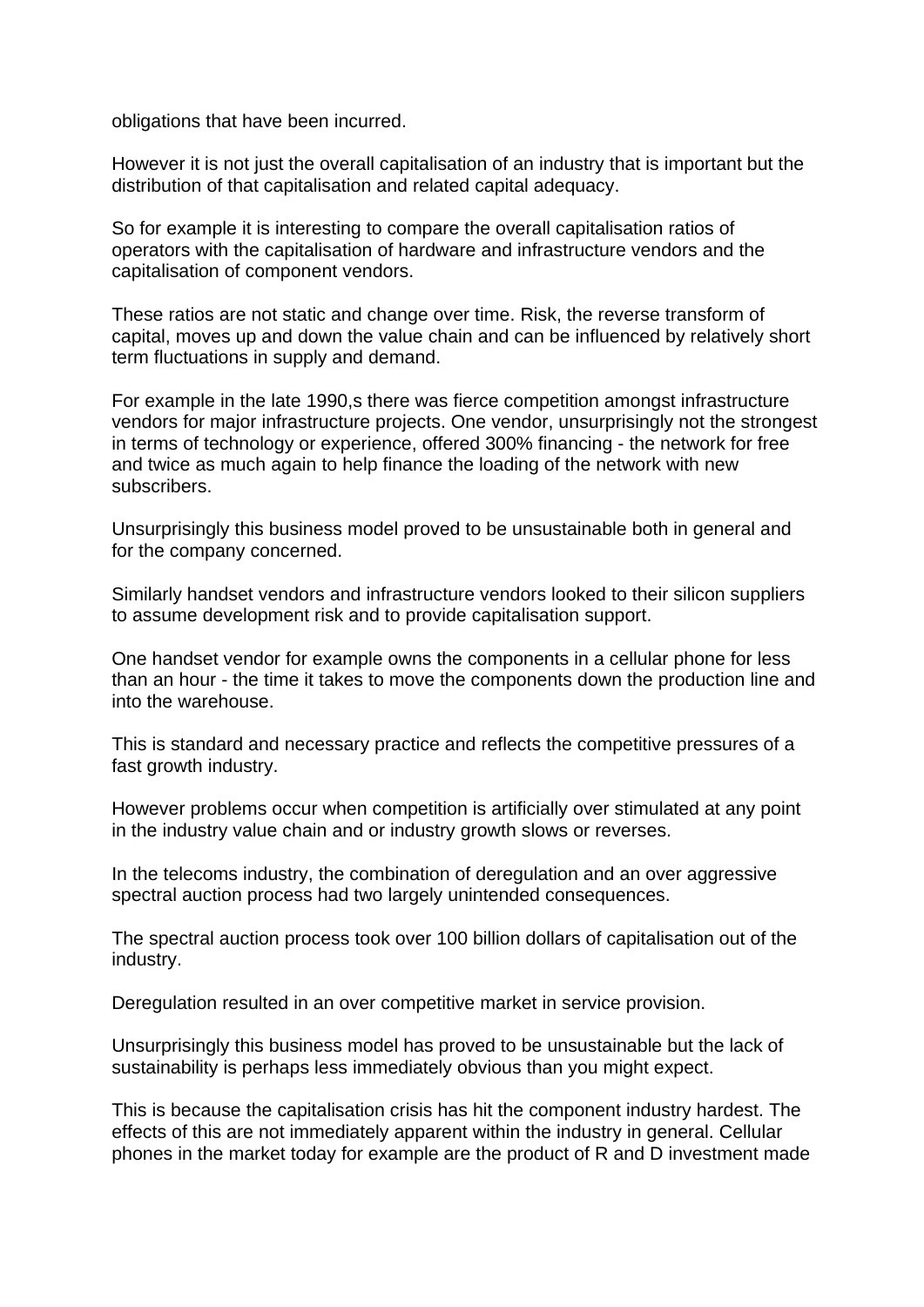obligations that have been incurred.

However it is not just the overall capitalisation of an industry that is important but the distribution of that capitalisation and related capital adequacy.

So for example it is interesting to compare the overall capitalisation ratios of operators with the capitalisation of hardware and infrastructure vendors and the capitalisation of component vendors.

These ratios are not static and change over time. Risk, the reverse transform of capital, moves up and down the value chain and can be influenced by relatively short term fluctuations in supply and demand.

For example in the late 1990,s there was fierce competition amongst infrastructure vendors for major infrastructure projects. One vendor, unsurprisingly not the strongest in terms of technology or experience, offered 300% financing - the network for free and twice as much again to help finance the loading of the network with new subscribers.

Unsurprisingly this business model proved to be unsustainable both in general and for the company concerned.

Similarly handset vendors and infrastructure vendors looked to their silicon suppliers to assume development risk and to provide capitalisation support.

One handset vendor for example owns the components in a cellular phone for less than an hour - the time it takes to move the components down the production line and into the warehouse.

This is standard and necessary practice and reflects the competitive pressures of a fast growth industry.

However problems occur when competition is artificially over stimulated at any point in the industry value chain and or industry growth slows or reverses.

In the telecoms industry, the combination of deregulation and an over aggressive spectral auction process had two largely unintended consequences.

The spectral auction process took over 100 billion dollars of capitalisation out of the industry.

Deregulation resulted in an over competitive market in service provision.

Unsurprisingly this business model has proved to be unsustainable but the lack of sustainability is perhaps less immediately obvious than you might expect.

This is because the capitalisation crisis has hit the component industry hardest. The effects of this are not immediately apparent within the industry in general. Cellular phones in the market today for example are the product of R and D investment made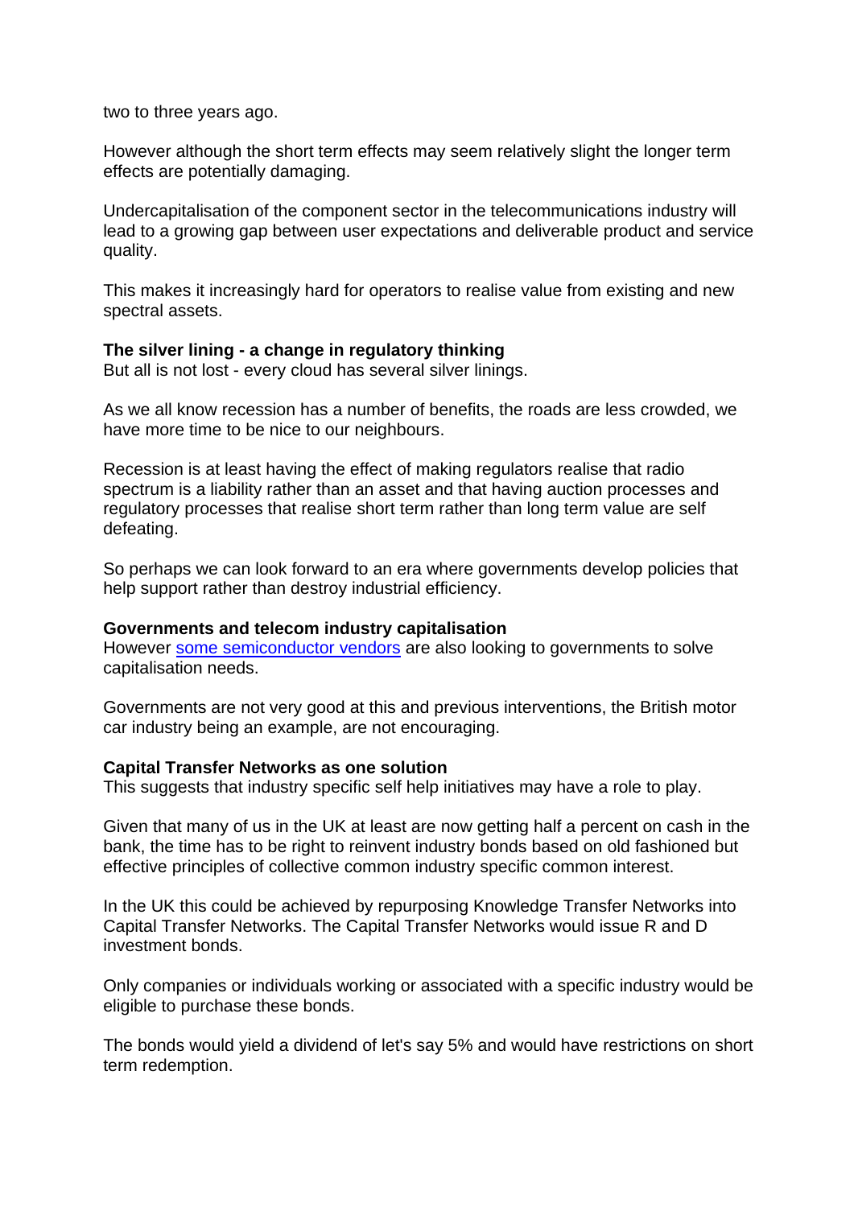two to three years ago.

However although the short term effects may seem relatively slight the longer term effects are potentially damaging.

Undercapitalisation of the component sector in the telecommunications industry will lead to a growing gap between user expectations and deliverable product and service quality.

This makes it increasingly hard for operators to realise value from existing and new spectral assets.

**The silver lining - a change in regulatory thinking**
But all is not lost - every cloud has several silver linings.

As we all know recession has a number of benefits, the roads are less crowded, we have more time to be nice to our neighbours.

Recession is at least having the effect of making regulators realise that radio spectrum is a liability rather than an asset and that having auction processes and regulatory processes that realise short term rather than long term value are self defeating.

So perhaps we can look forward to an era where governments develop policies that help support rather than destroy industrial efficiency.

**Governments and telecom industry capitalisation**
However some semiconductor vendors are also looking to governments to solve capitalisation needs.

Governments are not very good at this and previous interventions, the British motor car industry being an example, are not encouraging.

**Capital Transfer Networks as one solution**
This suggests that industry specific self help initiatives may have a role to play.

Given that many of us in the UK at least are now getting half a percent on cash in the bank, the time has to be right to reinvent industry bonds based on old fashioned but effective principles of collective common industry specific common interest.

In the UK this could be achieved by repurposing Knowledge Transfer Networks into Capital Transfer Networks. The Capital Transfer Networks would issue R and D investment bonds.

Only companies or individuals working or associated with a specific industry would be eligible to purchase these bonds.

The bonds would yield a dividend of let's say 5% and would have restrictions on short term redemption.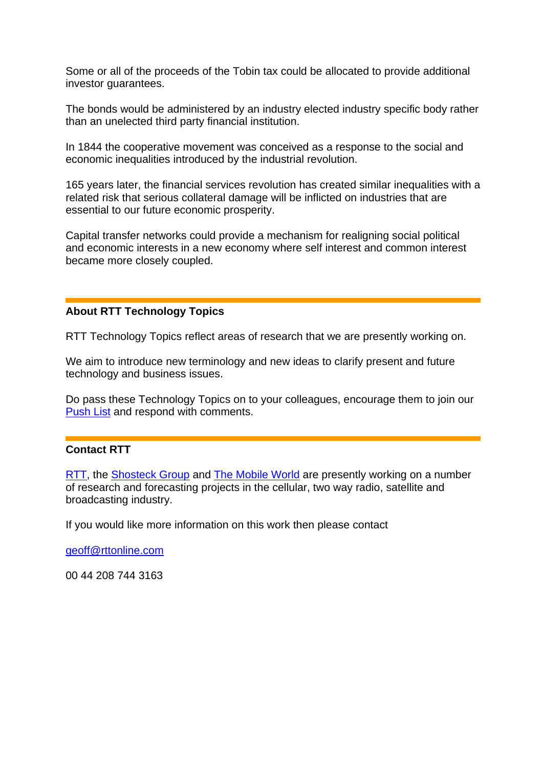Some or all of the proceeds of the Tobin tax could be allocated to provide additional investor guarantees.

The bonds would be administered by an industry elected industry specific body rather than an unelected third party financial institution.

In 1844 the cooperative movement was conceived as a response to the social and economic inequalities introduced by the industrial revolution.

165 years later, the financial services revolution has created similar inequalities with a related risk that serious collateral damage will be inflicted on industries that are essential to our future economic prosperity.

Capital transfer networks could provide a mechanism for realigning social political and economic interests in a new economy where self interest and common interest became more closely coupled.

---

**About RTT Technology Topics**

RTT Technology Topics reflect areas of research that we are presently working on.

We aim to introduce new terminology and new ideas to clarify present and future technology and business issues.

Do pass these Technology Topics on to your colleagues, encourage them to join our Push List and respond with comments.

---

**Contact RTT**

RTT, the Shosteck Group and The Mobile World are presently working on a number of research and forecasting projects in the cellular, two way radio, satellite and broadcasting industry.

If you would like more information on this work then please contact

geoff@rttonline.com

00 44 208 744 3163